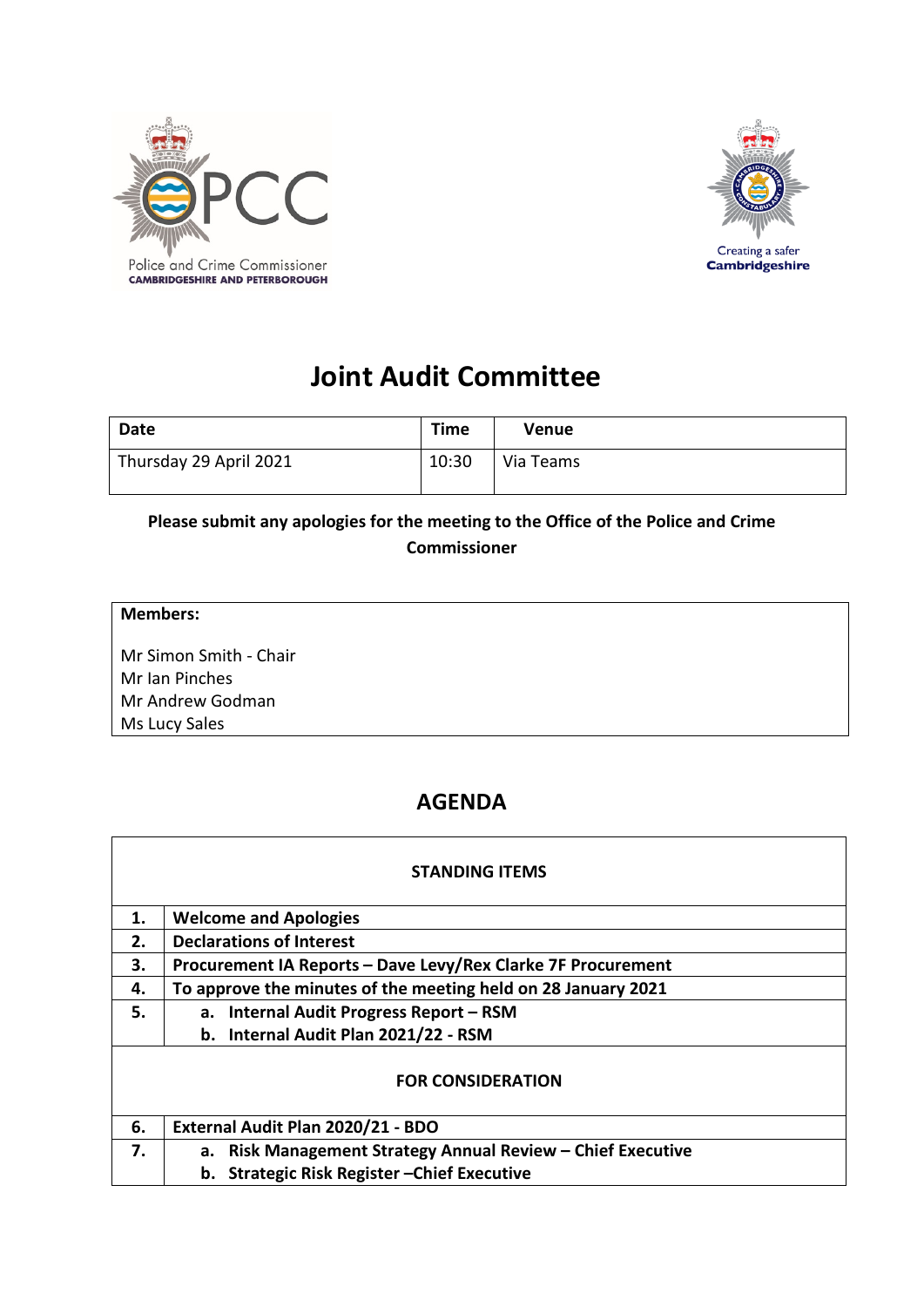Police and Crime Commissioner
CAMBRIDGESHIRE AND PETERBOROUGH

Creating a safer **Cambridgeshire**

# Joint Audit Committee

| Date | Time | Venue |
|---|---|---|
| Thursday 29 April 2021 | 10:30 | Via Teams |

**Please submit any apologies for the meeting to the Office of the Police and Crime Commissioner**

**Members:**

Mr Simon Smith - Chair
Mr Ian Pinches
Mr Andrew Godman
Ms Lucy Sales

## AGENDA

| | |
|---|---|
| | **STANDING ITEMS** |
| **1.** | **Welcome and Apologies** |
| **2.** | **Declarations of Interest** |
| **3.** | **Procurement IA Reports – Dave Levy/Rex Clarke 7F Procurement** |
| **4.** | **To approve the minutes of the meeting held on 28 January 2021** |
| **5.** | **a. Internal Audit Progress Report – RSM**<br>**b. Internal Audit Plan 2021/22 - RSM** |
| | **FOR CONSIDERATION** |
| **6.** | **External Audit Plan 2020/21 - BDO** |
| **7.** | **a. Risk Management Strategy Annual Review – Chief Executive**<br>**b. Strategic Risk Register –Chief Executive** |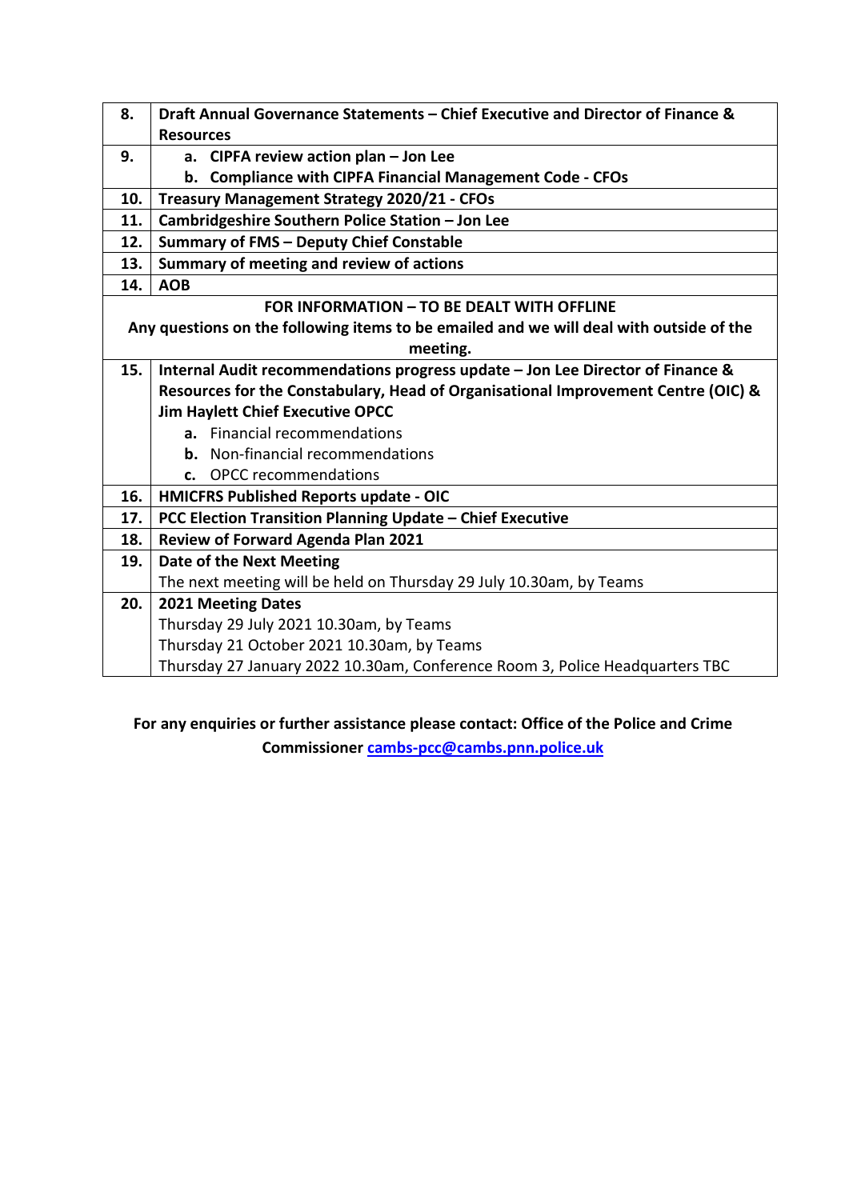| | |
|---|---|
| **8.** | **Draft Annual Governance Statements – Chief Executive and Director of Finance & Resources** |
| **9.** | **a. CIPFA review action plan – Jon Lee**<br>**b. Compliance with CIPFA Financial Management Code - CFOs** |
| **10.** | **Treasury Management Strategy 2020/21 - CFOs** |
| **11.** | **Cambridgeshire Southern Police Station – Jon Lee** |
| **12.** | **Summary of FMS – Deputy Chief Constable** |
| **13.** | **Summary of meeting and review of actions** |
| **14.** | **AOB** |
| | **FOR INFORMATION – TO BE DEALT WITH OFFLINE**<br>**Any questions on the following items to be emailed and we will deal with outside of the meeting.** |
| **15.** | **Internal Audit recommendations progress update – Jon Lee Director of Finance & Resources for the Constabulary, Head of Organisational Improvement Centre (OIC) & Jim Haylett Chief Executive OPCC**<br>**a.** Financial recommendations<br>**b.** Non-financial recommendations<br>**c.** OPCC recommendations |
| **16.** | **HMICFRS Published Reports update - OIC** |
| **17.** | **PCC Election Transition Planning Update – Chief Executive** |
| **18.** | **Review of Forward Agenda Plan 2021** |
| **19.** | **Date of the Next Meeting**<br>The next meeting will be held on Thursday 29 July 10.30am, by Teams |
| **20.** | **2021 Meeting Dates**<br>Thursday 29 July 2021 10.30am, by Teams<br>Thursday 21 October 2021 10.30am, by Teams<br>Thursday 27 January 2022 10.30am, Conference Room 3, Police Headquarters TBC |

**For any enquiries or further assistance please contact: Office of the Police and Crime Commissioner cambs-pcc@cambs.pnn.police.uk**